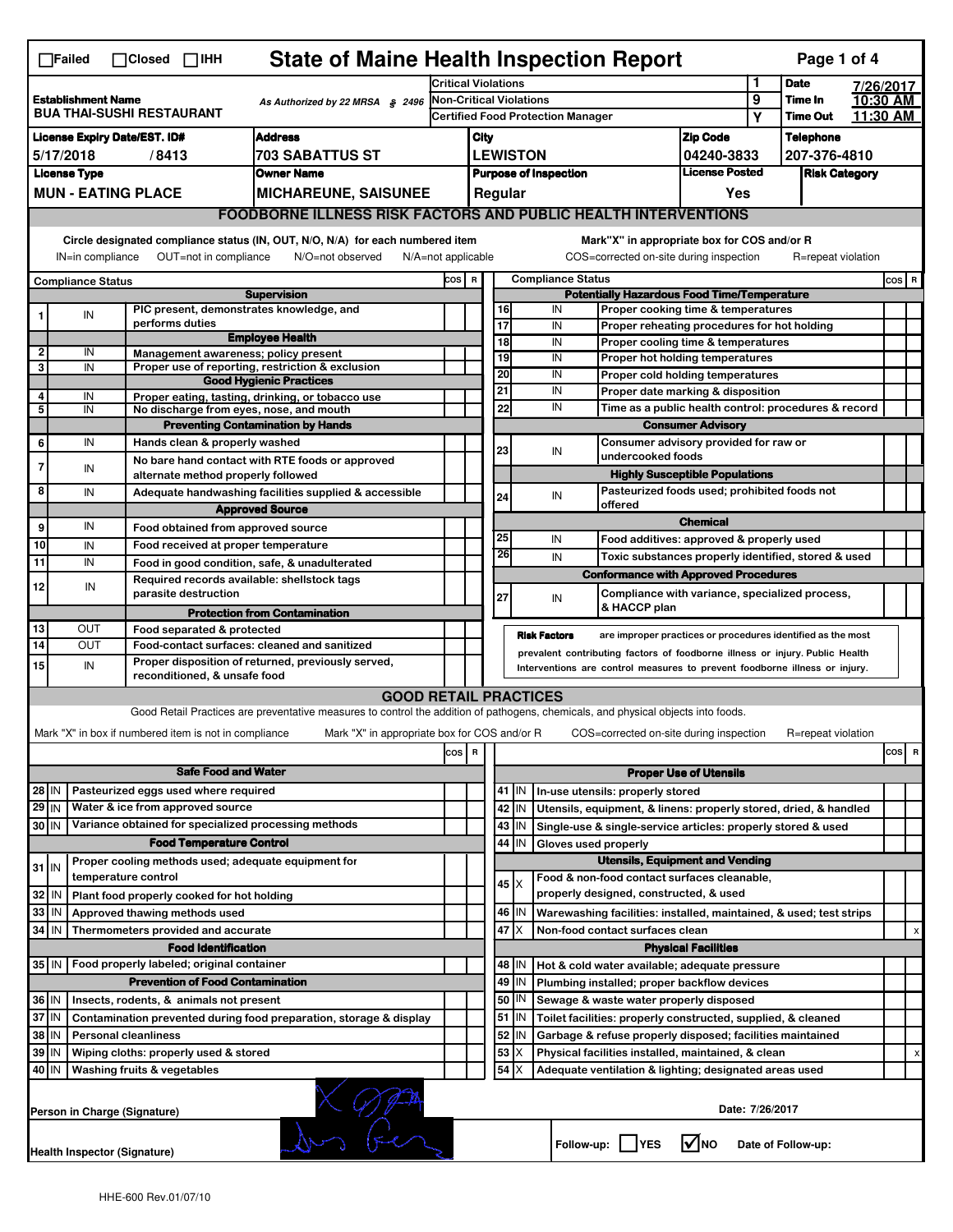☐Failed ☐Closed ☐IHH

# State of Maine Health Inspection Report

| Establishment Name | As Authorized by 22 MRSA § 2496 | | |
|---|---|---|---|
| BUA THAI-SUSHI RESTAURANT | | | |

| | | | |
|---|---|---|---|
| Critical Violations | 1 | Date | 7/26/2017 |
| Non-Critical Violations | 9 | Time In | 10:30 AM |
| Certified Food Protection Manager | Y | Time Out | 11:30 AM |

| License Expiry Date/EST. ID# | Address | City | Zip Code | Telephone |
|---|---|---|---|---|
| 5/17/2018 / 8413 | 703 SABATTUS ST | LEWISTON | 04240-3833 | 207-376-4810 |

| License Type | Owner Name | Purpose of Inspection | License Posted | Risk Category |
|---|---|---|---|---|
| MUN - EATING PLACE | MICHAREUNE, SAISUNEE | Regular | Yes | |

## FOODBORNE ILLNESS RISK FACTORS AND PUBLIC HEALTH INTERVENTIONS

Circle designated compliance status (IN, OUT, N/O, N/A) for each numbered item
IN=in compliance OUT=not in compliance N/O=not observed N/A=not applicable

Mark"X" in appropriate box for COS and/or R
COS=corrected on-site during inspection R=repeat violation

| # | Compliance Status | Item | COS | R |
|---|---|---|---|---|
| | | **Supervision** | | |
| 1 | IN | PIC present, demonstrates knowledge, and performs duties | | |
| | | **Employee Health** | | |
| 2 | IN | Management awareness; policy present | | |
| 3 | IN | Proper use of reporting, restriction & exclusion | | |
| | | **Good Hygienic Practices** | | |
| 4 | IN | Proper eating, tasting, drinking, or tobacco use | | |
| 5 | IN | No discharge from eyes, nose, and mouth | | |
| | | **Preventing Contamination by Hands** | | |
| 6 | IN | Hands clean & properly washed | | |
| 7 | IN | No bare hand contact with RTE foods or approved alternate method properly followed | | |
| 8 | IN | Adequate handwashing facilities supplied & accessible | | |
| | | **Approved Source** | | |
| 9 | IN | Food obtained from approved source | | |
| 10 | IN | Food received at proper temperature | | |
| 11 | IN | Food in good condition, safe, & unadulterated | | |
| 12 | IN | Required records available: shellstock tags parasite destruction | | |
| | | **Protection from Contamination** | | |
| 13 | OUT | Food separated & protected | | |
| 14 | OUT | Food-contact surfaces: cleaned and sanitized | | |
| 15 | IN | Proper disposition of returned, previously served, reconditioned, & unsafe food | | |
| | | **Potentially Hazardous Food Time/Temperature** | | |
| 16 | IN | Proper cooking time & temperatures | | |
| 17 | IN | Proper reheating procedures for hot holding | | |
| 18 | IN | Proper cooling time & temperatures | | |
| 19 | IN | Proper hot holding temperatures | | |
| 20 | IN | Proper cold holding temperatures | | |
| 21 | IN | Proper date marking & disposition | | |
| 22 | IN | Time as a public health control: procedures & record | | |
| | | **Consumer Advisory** | | |
| 23 | IN | Consumer advisory provided for raw or undercooked foods | | |
| | | **Highly Susceptible Populations** | | |
| 24 | IN | Pasteurized foods used; prohibited foods not offered | | |
| | | **Chemical** | | |
| 25 | IN | Food additives: approved & properly used | | |
| 26 | IN | Toxic substances properly identified, stored & used | | |
| | | **Conformance with Approved Procedures** | | |
| 27 | IN | Compliance with variance, specialized process, & HACCP plan | | |

**Risk Factors** are improper practices or procedures identified as the most prevalent contributing factors of foodborne illness or injury. Public Health Interventions are control measures to prevent foodborne illness or injury.

## GOOD RETAIL PRACTICES

Good Retail Practices are preventative measures to control the addition of pathogens, chemicals, and physical objects into foods.

Mark "X" in box if numbered item is not in compliance Mark "X" in appropriate box for COS and/or R COS=corrected on-site during inspection R=repeat violation

| # | Status | Item | COS | R |
|---|---|---|---|---|
| | | **Safe Food and Water** | | |
| 28 | IN | Pasteurized eggs used where required | | |
| 29 | IN | Water & ice from approved source | | |
| 30 | IN | Variance obtained for specialized processing methods | | |
| | | **Food Temperature Control** | | |
| 31 | IN | Proper cooling methods used; adequate equipment for temperature control | | |
| 32 | IN | Plant food properly cooked for hot holding | | |
| 33 | IN | Approved thawing methods used | | |
| 34 | IN | Thermometers provided and accurate | | |
| | | **Food Identification** | | |
| 35 | IN | Food properly labeled; original container | | |
| | | **Prevention of Food Contamination** | | |
| 36 | IN | Insects, rodents, & animals not present | | |
| 37 | IN | Contamination prevented during food preparation, storage & display | | |
| 38 | IN | Personal cleanliness | | |
| 39 | IN | Wiping cloths: properly used & stored | | |
| 40 | IN | Washing fruits & vegetables | | |
| | | **Proper Use of Utensils** | | |
| 41 | IN | In-use utensils: properly stored | | |
| 42 | IN | Utensils, equipment, & linens: properly stored, dried, & handled | | |
| 43 | IN | Single-use & single-service articles: properly stored & used | | |
| 44 | IN | Gloves used properly | | |
| | | **Utensils, Equipment and Vending** | | |
| 45 | X | Food & non-food contact surfaces cleanable, properly designed, constructed, & used | | |
| 46 | IN | Warewashing facilities: installed, maintained, & used; test strips | | |
| 47 | X | Non-food contact surfaces clean | | x |
| | | **Physical Facilities** | | |
| 48 | IN | Hot & cold water available; adequate pressure | | |
| 49 | IN | Plumbing installed; proper backflow devices | | |
| 50 | IN | Sewage & waste water properly disposed | | |
| 51 | IN | Toilet facilities: properly constructed, supplied, & cleaned | | |
| 52 | IN | Garbage & refuse properly disposed; facilities maintained | | |
| 53 | X | Physical facilities installed, maintained, & clean | | x |
| 54 | X | Adequate ventilation & lighting; designated areas used | | |

Person in Charge (Signature)

Date: 7/26/2017

Health Inspector (Signature)

Follow-up: ☐ YES ☑ NO Date of Follow-up:

HHE-600 Rev.01/07/10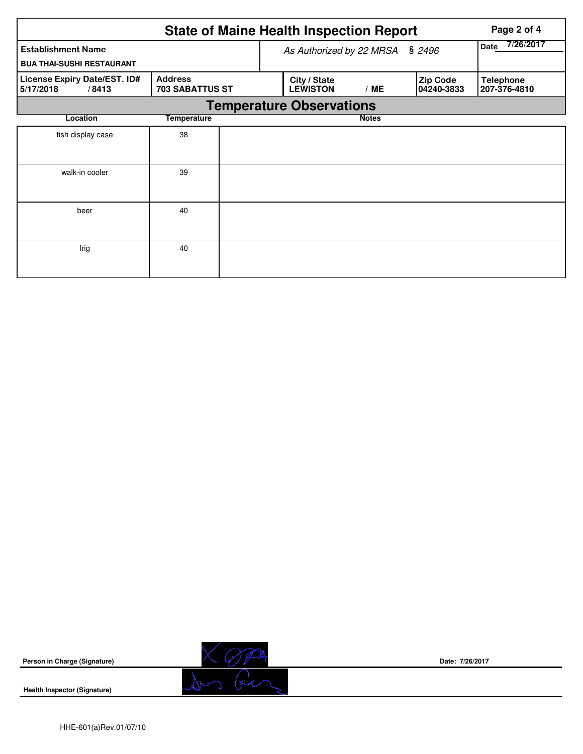# State of Maine Health Inspection Report

| Establishment Name | As Authorized by 22 MRSA § 2496 | Date 7/26/2017 |
|---|---|---|
| BUA THAI-SUSHI RESTAURANT | | |

| License Expiry Date/EST. ID# | Address | City / State | Zip Code | Telephone |
|---|---|---|---|---|
| 5/17/2018 / 8413 | 703 SABATTUS ST | LEWISTON / ME | 04240-3833 | 207-376-4810 |

## Temperature Observations

| Location | Temperature | Notes |
|---|---|---|
| fish display case | 38 | |
| walk-in cooler | 39 | |
| beer | 40 | |
| frig | 40 | |

**Person in Charge (Signature)** Date: 7/26/2017

**Health Inspector (Signature)**

HHE-601(a)Rev.01/07/10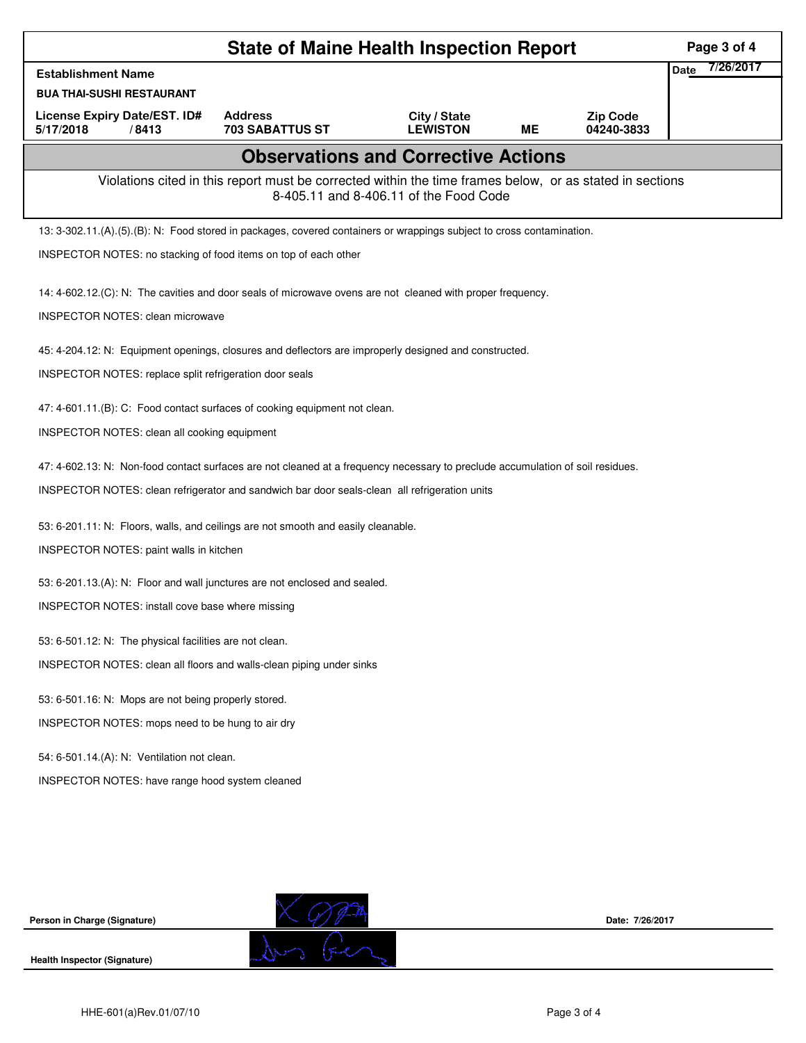# State of Maine Health Inspection Report

| Establishment Name | | | | | Date 7/26/2017 |
|---|---|---|---|---|---|
| BUA THAI-SUSHI RESTAURANT | | | | | |
| License Expiry Date/EST. ID# | Address | City / State | | Zip Code | |
| 5/17/2018 / 8413 | 703 SABATTUS ST | LEWISTON | ME | 04240-3833 | |

## Observations and Corrective Actions

Violations cited in this report must be corrected within the time frames below, or as stated in sections 8-405.11 and 8-406.11 of the Food Code

13: 3-302.11.(A).(5).(B): N: Food stored in packages, covered containers or wrappings subject to cross contamination.

INSPECTOR NOTES: no stacking of food items on top of each other

14: 4-602.12.(C): N: The cavities and door seals of microwave ovens are not cleaned with proper frequency.

INSPECTOR NOTES: clean microwave

45: 4-204.12: N: Equipment openings, closures and deflectors are improperly designed and constructed.

INSPECTOR NOTES: replace split refrigeration door seals

47: 4-601.11.(B): C: Food contact surfaces of cooking equipment not clean.

INSPECTOR NOTES: clean all cooking equipment

47: 4-602.13: N: Non-food contact surfaces are not cleaned at a frequency necessary to preclude accumulation of soil residues.

INSPECTOR NOTES: clean refrigerator and sandwich bar door seals-clean all refrigeration units

53: 6-201.11: N: Floors, walls, and ceilings are not smooth and easily cleanable.

INSPECTOR NOTES: paint walls in kitchen

53: 6-201.13.(A): N: Floor and wall junctures are not enclosed and sealed.

INSPECTOR NOTES: install cove base where missing

53: 6-501.12: N: The physical facilities are not clean.

INSPECTOR NOTES: clean all floors and walls-clean piping under sinks

53: 6-501.16: N: Mops are not being properly stored.

INSPECTOR NOTES: mops need to be hung to air dry

54: 6-501.14.(A): N: Ventilation not clean.

INSPECTOR NOTES: have range hood system cleaned

Person in Charge (Signature) Date: 7/26/2017

Health Inspector (Signature)

HHE-601(a)Rev.01/07/10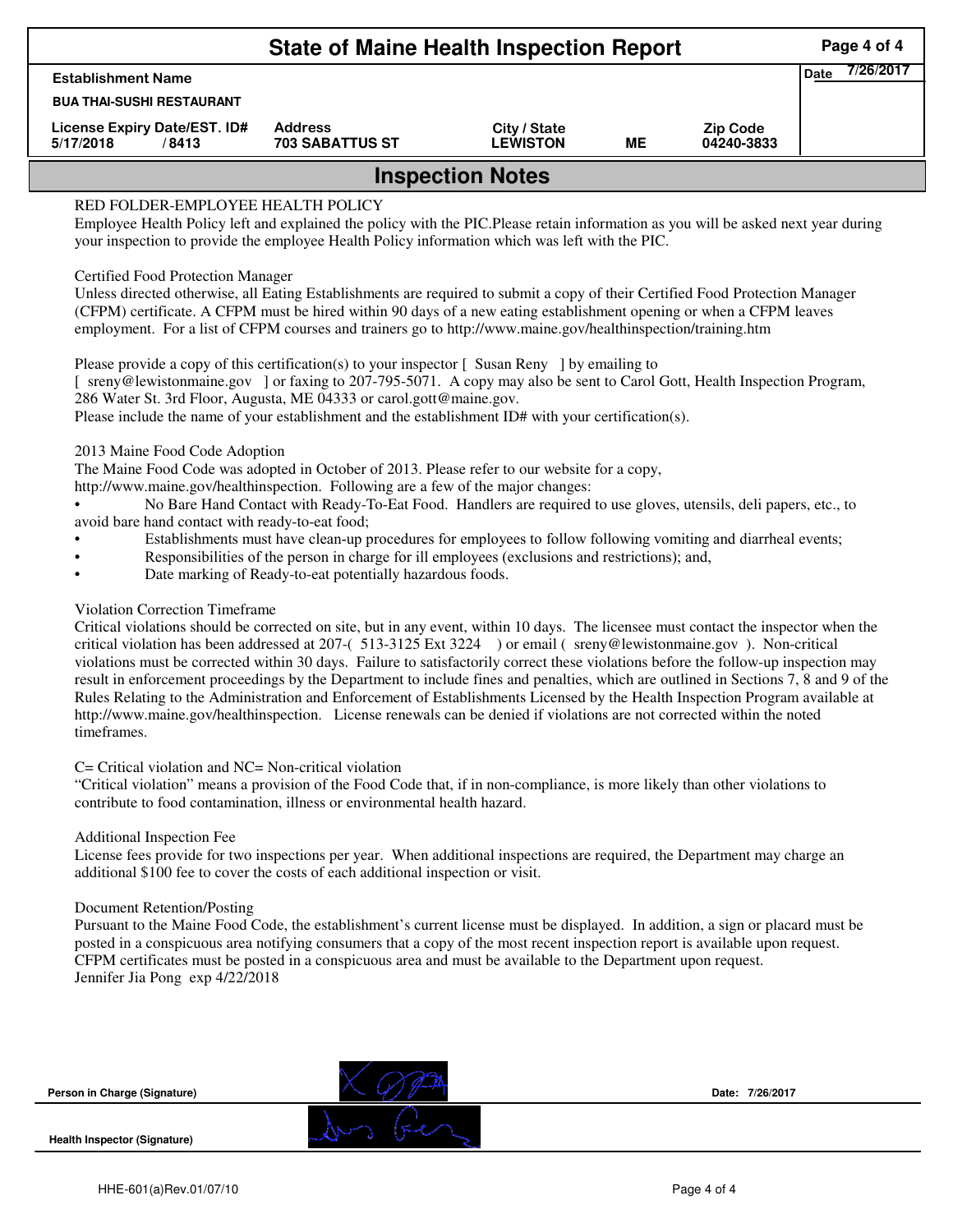# State of Maine Health Inspection Report

| Establishment Name | | | | | Date 7/26/2017 |
|---|---|---|---|---|---|
| BUA THAI-SUSHI RESTAURANT | | | | | |
| License Expiry Date/EST. ID# 5/17/2018 / 8413 | Address 703 SABATTUS ST | City / State LEWISTON | ME | Zip Code 04240-3833 | |

## Inspection Notes

RED FOLDER-EMPLOYEE HEALTH POLICY
Employee Health Policy left and explained the policy with the PIC.Please retain information as you will be asked next year during your inspection to provide the employee Health Policy information which was left with the PIC.

Certified Food Protection Manager
Unless directed otherwise, all Eating Establishments are required to submit a copy of their Certified Food Protection Manager (CFPM) certificate. A CFPM must be hired within 90 days of a new eating establishment opening or when a CFPM leaves employment. For a list of CFPM courses and trainers go to http://www.maine.gov/healthinspection/training.htm

Please provide a copy of this certification(s) to your inspector [ Susan Reny ] by emailing to
[ sreny@lewistonmaine.gov ] or faxing to 207-795-5071. A copy may also be sent to Carol Gott, Health Inspection Program, 286 Water St. 3rd Floor, Augusta, ME 04333 or carol.gott@maine.gov.
Please include the name of your establishment and the establishment ID# with your certification(s).

2013 Maine Food Code Adoption
The Maine Food Code was adopted in October of 2013. Please refer to our website for a copy, http://www.maine.gov/healthinspection. Following are a few of the major changes:

- No Bare Hand Contact with Ready-To-Eat Food. Handlers are required to use gloves, utensils, deli papers, etc., to avoid bare hand contact with ready-to-eat food;
- Establishments must have clean-up procedures for employees to follow following vomiting and diarrheal events;
- Responsibilities of the person in charge for ill employees (exclusions and restrictions); and,
- Date marking of Ready-to-eat potentially hazardous foods.

Violation Correction Timeframe
Critical violations should be corrected on site, but in any event, within 10 days. The licensee must contact the inspector when the critical violation has been addressed at 207-( 513-3125 Ext 3224 ) or email ( sreny@lewistonmaine.gov ). Non-critical violations must be corrected within 30 days. Failure to satisfactorily correct these violations before the follow-up inspection may result in enforcement proceedings by the Department to include fines and penalties, which are outlined in Sections 7, 8 and 9 of the Rules Relating to the Administration and Enforcement of Establishments Licensed by the Health Inspection Program available at http://www.maine.gov/healthinspection. License renewals can be denied if violations are not corrected within the noted timeframes.

C= Critical violation and NC= Non-critical violation
"Critical violation" means a provision of the Food Code that, if in non-compliance, is more likely than other violations to contribute to food contamination, illness or environmental health hazard.

Additional Inspection Fee
License fees provide for two inspections per year. When additional inspections are required, the Department may charge an additional $100 fee to cover the costs of each additional inspection or visit.

Document Retention/Posting
Pursuant to the Maine Food Code, the establishment's current license must be displayed. In addition, a sign or placard must be posted in a conspicuous area notifying consumers that a copy of the most recent inspection report is available upon request. CFPM certificates must be posted in a conspicuous area and must be available to the Department upon request.
Jennifer Jia Pong exp 4/22/2018

Person in Charge (Signature) Date: 7/26/2017

Health Inspector (Signature)

HHE-601(a)Rev.01/07/10